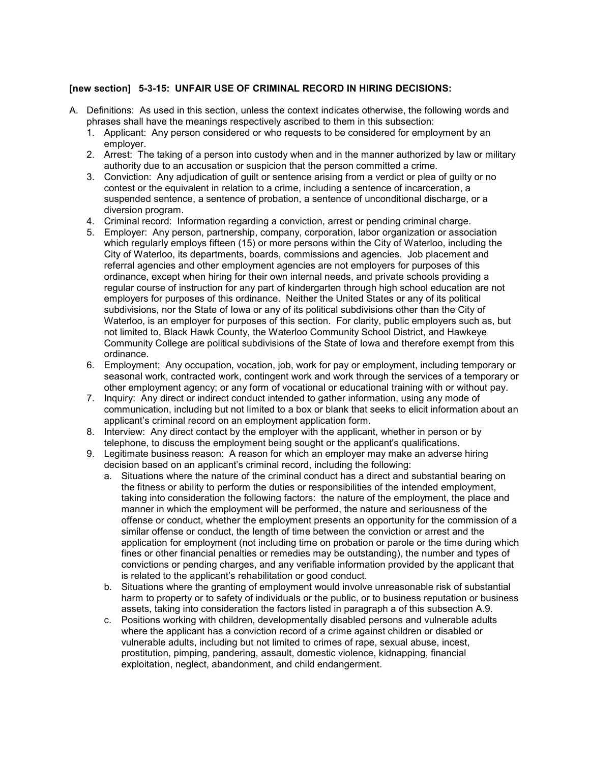**[new section] 5-3-15: UNFAIR USE OF CRIMINAL RECORD IN HIRING DECISIONS:**

A. Definitions: As used in this section, unless the context indicates otherwise, the following words and phrases shall have the meanings respectively ascribed to them in this subsection:
   1. Applicant: Any person considered or who requests to be considered for employment by an employer.
   2. Arrest: The taking of a person into custody when and in the manner authorized by law or military authority due to an accusation or suspicion that the person committed a crime.
   3. Conviction: Any adjudication of guilt or sentence arising from a verdict or plea of guilty or no contest or the equivalent in relation to a crime, including a sentence of incarceration, a suspended sentence, a sentence of probation, a sentence of unconditional discharge, or a diversion program.
   4. Criminal record: Information regarding a conviction, arrest or pending criminal charge.
   5. Employer: Any person, partnership, company, corporation, labor organization or association which regularly employs fifteen (15) or more persons within the City of Waterloo, including the City of Waterloo, its departments, boards, commissions and agencies. Job placement and referral agencies and other employment agencies are not employers for purposes of this ordinance, except when hiring for their own internal needs, and private schools providing a regular course of instruction for any part of kindergarten through high school education are not employers for purposes of this ordinance. Neither the United States or any of its political subdivisions, nor the State of Iowa or any of its political subdivisions other than the City of Waterloo, is an employer for purposes of this section. For clarity, public employers such as, but not limited to, Black Hawk County, the Waterloo Community School District, and Hawkeye Community College are political subdivisions of the State of Iowa and therefore exempt from this ordinance.
   6. Employment: Any occupation, vocation, job, work for pay or employment, including temporary or seasonal work, contracted work, contingent work and work through the services of a temporary or other employment agency; or any form of vocational or educational training with or without pay.
   7. Inquiry: Any direct or indirect conduct intended to gather information, using any mode of communication, including but not limited to a box or blank that seeks to elicit information about an applicant's criminal record on an employment application form.
   8. Interview: Any direct contact by the employer with the applicant, whether in person or by telephone, to discuss the employment being sought or the applicant's qualifications.
   9. Legitimate business reason: A reason for which an employer may make an adverse hiring decision based on an applicant's criminal record, including the following:
      a. Situations where the nature of the criminal conduct has a direct and substantial bearing on the fitness or ability to perform the duties or responsibilities of the intended employment, taking into consideration the following factors: the nature of the employment, the place and manner in which the employment will be performed, the nature and seriousness of the offense or conduct, whether the employment presents an opportunity for the commission of a similar offense or conduct, the length of time between the conviction or arrest and the application for employment (not including time on probation or parole or the time during which fines or other financial penalties or remedies may be outstanding), the number and types of convictions or pending charges, and any verifiable information provided by the applicant that is related to the applicant's rehabilitation or good conduct.
      b. Situations where the granting of employment would involve unreasonable risk of substantial harm to property or to safety of individuals or the public, or to business reputation or business assets, taking into consideration the factors listed in paragraph a of this subsection A.9.
      c. Positions working with children, developmentally disabled persons and vulnerable adults where the applicant has a conviction record of a crime against children or disabled or vulnerable adults, including but not limited to crimes of rape, sexual abuse, incest, prostitution, pimping, pandering, assault, domestic violence, kidnapping, financial exploitation, neglect, abandonment, and child endangerment.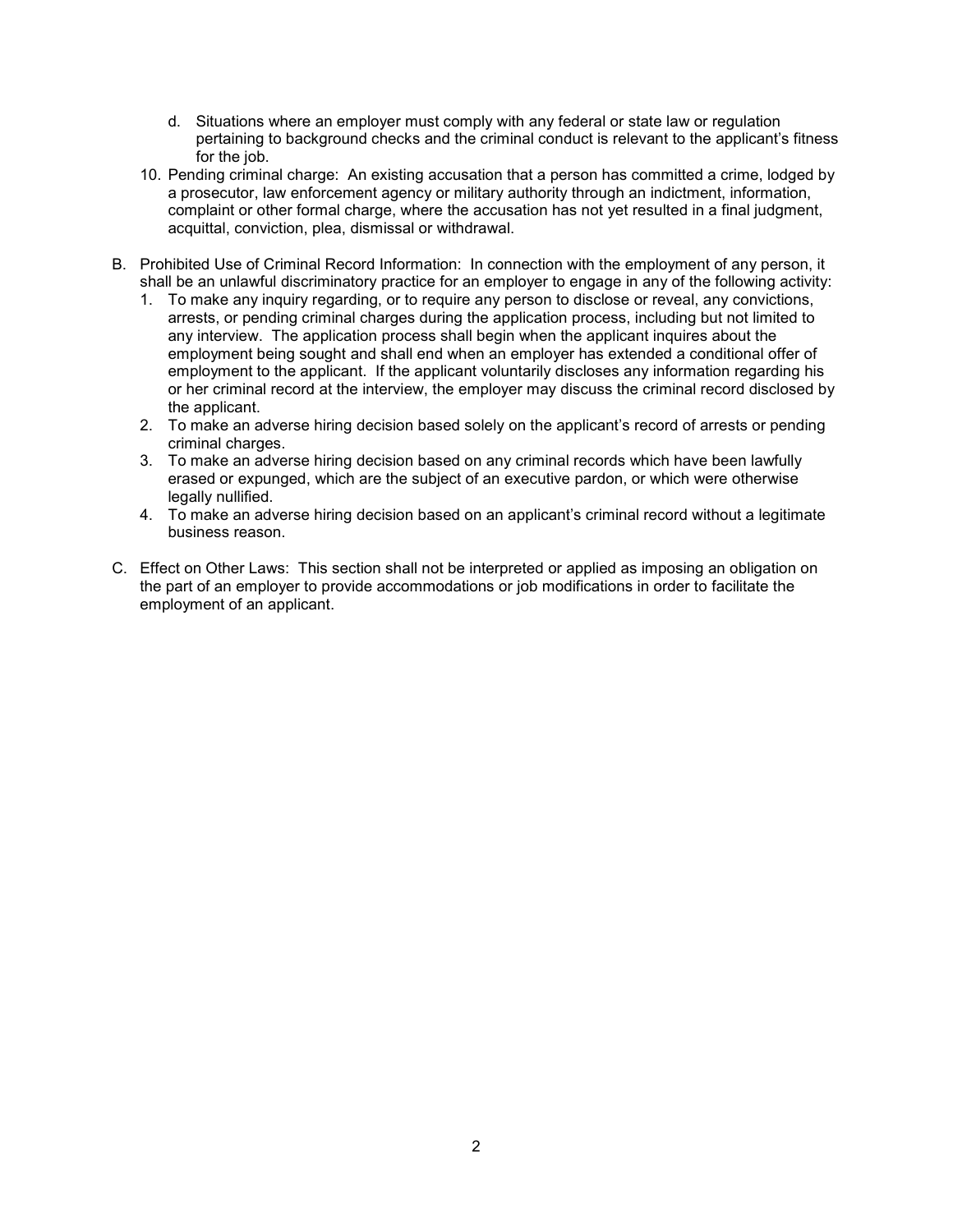d. Situations where an employer must comply with any federal or state law or regulation pertaining to background checks and the criminal conduct is relevant to the applicant's fitness for the job.

10. Pending criminal charge: An existing accusation that a person has committed a crime, lodged by a prosecutor, law enforcement agency or military authority through an indictment, information, complaint or other formal charge, where the accusation has not yet resulted in a final judgment, acquittal, conviction, plea, dismissal or withdrawal.

B. Prohibited Use of Criminal Record Information: In connection with the employment of any person, it shall be an unlawful discriminatory practice for an employer to engage in any of the following activity:
   1. To make any inquiry regarding, or to require any person to disclose or reveal, any convictions, arrests, or pending criminal charges during the application process, including but not limited to any interview. The application process shall begin when the applicant inquires about the employment being sought and shall end when an employer has extended a conditional offer of employment to the applicant. If the applicant voluntarily discloses any information regarding his or her criminal record at the interview, the employer may discuss the criminal record disclosed by the applicant.
   2. To make an adverse hiring decision based solely on the applicant's record of arrests or pending criminal charges.
   3. To make an adverse hiring decision based on any criminal records which have been lawfully erased or expunged, which are the subject of an executive pardon, or which were otherwise legally nullified.
   4. To make an adverse hiring decision based on an applicant's criminal record without a legitimate business reason.

C. Effect on Other Laws: This section shall not be interpreted or applied as imposing an obligation on the part of an employer to provide accommodations or job modifications in order to facilitate the employment of an applicant.